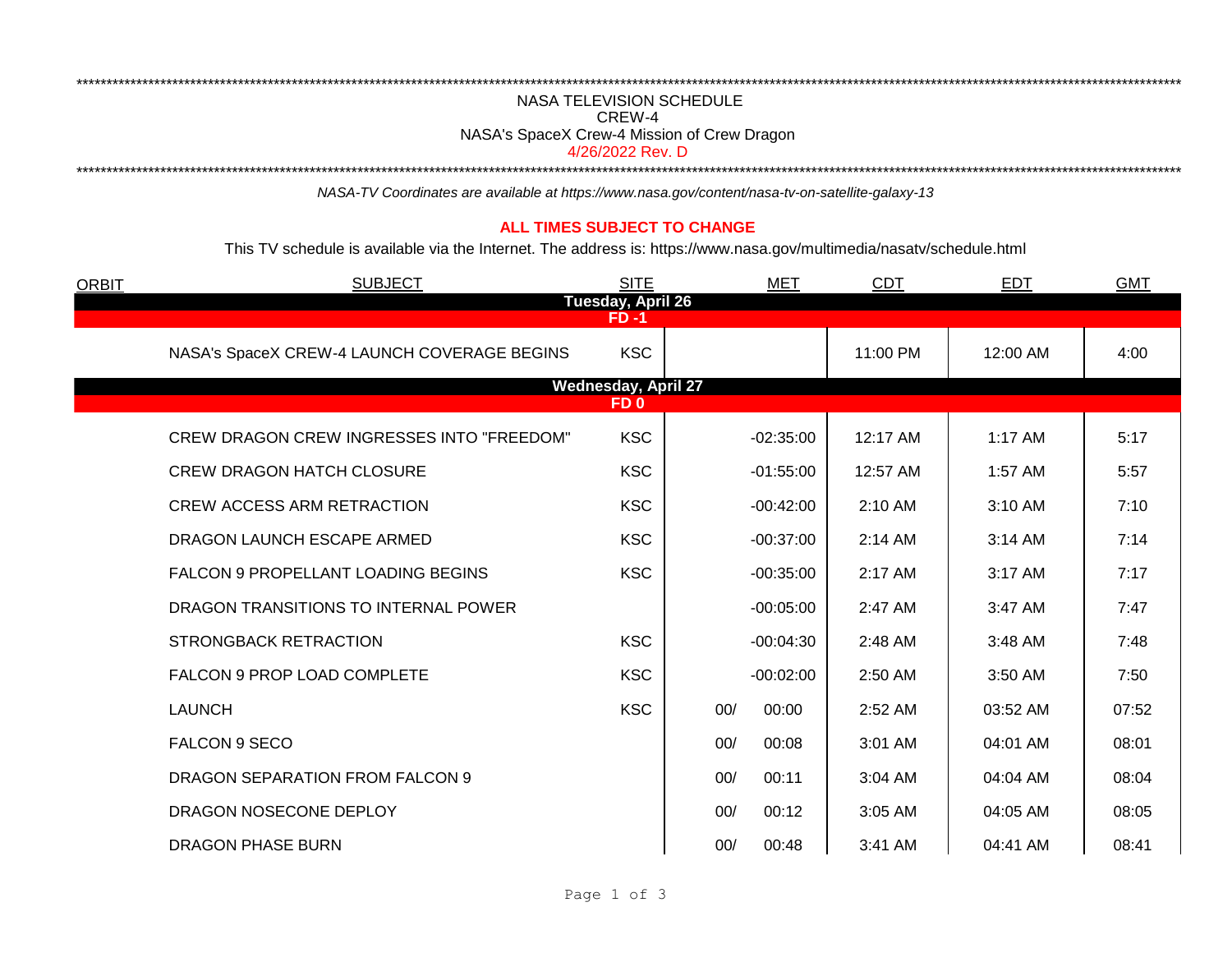NASA TELEVISION SCHEDULE

CREW-4

NASA's SpaceX Crew-4 Mission of Crew Dragon

4/26/2022 Rev. D

*NASA-TV Coordinates are available at https://www.nasa.gov/content/nasa-tv-on-satellite-galaxy-13*

**ALL TIMES SUBJECT TO CHANGE**

This TV schedule is available via the Internet. The address is: https://www.nasa.gov/multimedia/nasatv/schedule.html

| ORBIT | SUBJECT | SITE | MET | CDT | EDT | GMT |
|---|---|---|---|---|---|---|
| | **Tuesday, April 26** | | | | | |
| | **FD -1** | | | | | |
| | NASA's SpaceX CREW-4 LAUNCH COVERAGE BEGINS | KSC | | 11:00 PM | 12:00 AM | 4:00 |
| | **Wednesday, April 27** | | | | | |
| | **FD 0** | | | | | |
| | CREW DRAGON CREW INGRESSES INTO "FREEDOM" | KSC | -02:35:00 | 12:17 AM | 1:17 AM | 5:17 |
| | CREW DRAGON HATCH CLOSURE | KSC | -01:55:00 | 12:57 AM | 1:57 AM | 5:57 |
| | CREW ACCESS ARM RETRACTION | KSC | -00:42:00 | 2:10 AM | 3:10 AM | 7:10 |
| | DRAGON LAUNCH ESCAPE ARMED | KSC | -00:37:00 | 2:14 AM | 3:14 AM | 7:14 |
| | FALCON 9 PROPELLANT LOADING BEGINS | KSC | -00:35:00 | 2:17 AM | 3:17 AM | 7:17 |
| | DRAGON TRANSITIONS TO INTERNAL POWER | | -00:05:00 | 2:47 AM | 3:47 AM | 7:47 |
| | STRONGBACK RETRACTION | KSC | -00:04:30 | 2:48 AM | 3:48 AM | 7:48 |
| | FALCON 9 PROP LOAD COMPLETE | KSC | -00:02:00 | 2:50 AM | 3:50 AM | 7:50 |
| | LAUNCH | KSC | 00/ 00:00 | 2:52 AM | 03:52 AM | 07:52 |
| | FALCON 9 SECO | | 00/ 00:08 | 3:01 AM | 04:01 AM | 08:01 |
| | DRAGON SEPARATION FROM FALCON 9 | | 00/ 00:11 | 3:04 AM | 04:04 AM | 08:04 |
| | DRAGON NOSECONE DEPLOY | | 00/ 00:12 | 3:05 AM | 04:05 AM | 08:05 |
| | DRAGON PHASE BURN | | 00/ 00:48 | 3:41 AM | 04:41 AM | 08:41 |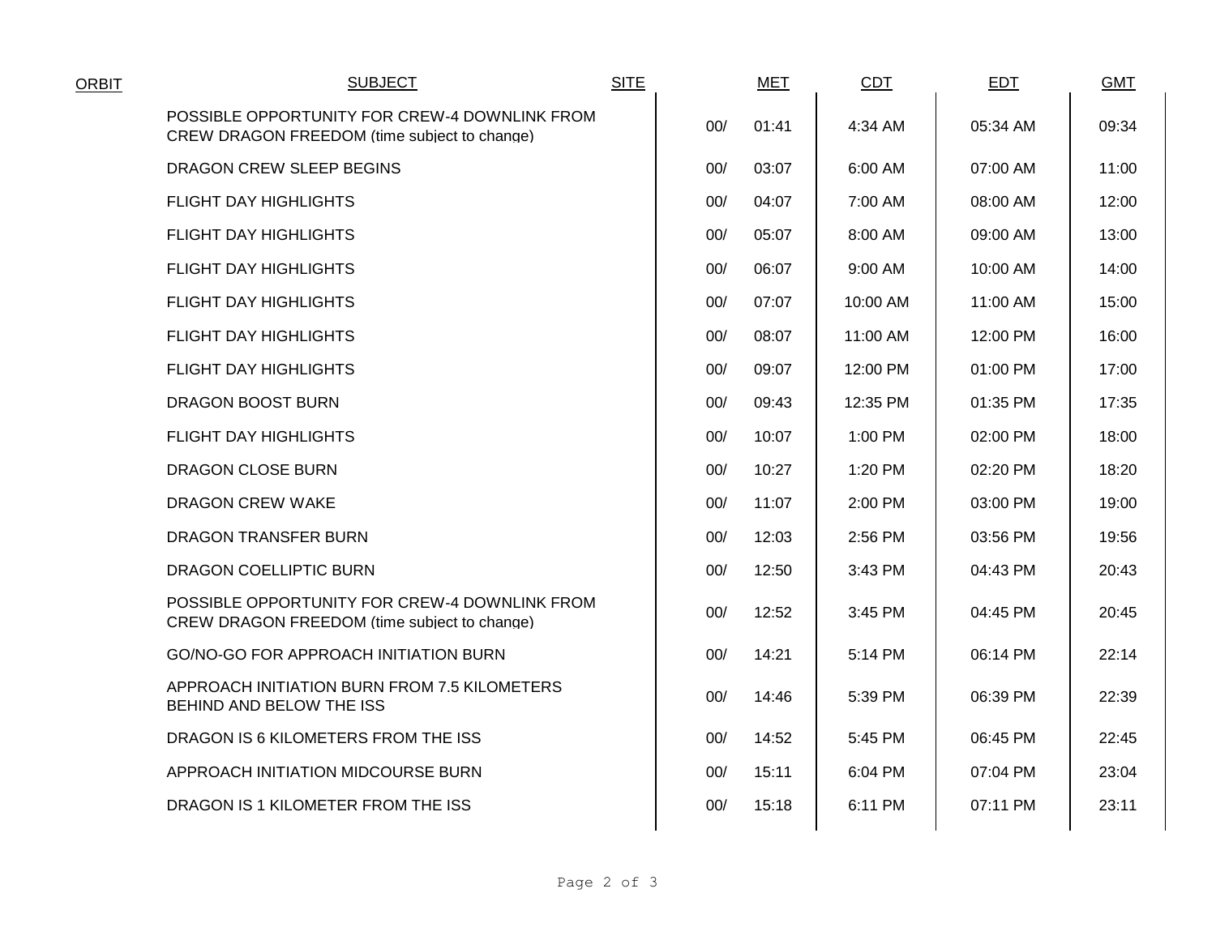| ORBIT | SUBJECT | SITE | MET | | CDT | EDT | GMT |
|---|---|---|---|---|---|---|---|
| | POSSIBLE OPPORTUNITY FOR CREW-4 DOWNLINK FROM CREW DRAGON FREEDOM (time subject to change) | | 00/ | 01:41 | 4:34 AM | 05:34 AM | 09:34 |
| | DRAGON CREW SLEEP BEGINS | | 00/ | 03:07 | 6:00 AM | 07:00 AM | 11:00 |
| | FLIGHT DAY HIGHLIGHTS | | 00/ | 04:07 | 7:00 AM | 08:00 AM | 12:00 |
| | FLIGHT DAY HIGHLIGHTS | | 00/ | 05:07 | 8:00 AM | 09:00 AM | 13:00 |
| | FLIGHT DAY HIGHLIGHTS | | 00/ | 06:07 | 9:00 AM | 10:00 AM | 14:00 |
| | FLIGHT DAY HIGHLIGHTS | | 00/ | 07:07 | 10:00 AM | 11:00 AM | 15:00 |
| | FLIGHT DAY HIGHLIGHTS | | 00/ | 08:07 | 11:00 AM | 12:00 PM | 16:00 |
| | FLIGHT DAY HIGHLIGHTS | | 00/ | 09:07 | 12:00 PM | 01:00 PM | 17:00 |
| | DRAGON BOOST BURN | | 00/ | 09:43 | 12:35 PM | 01:35 PM | 17:35 |
| | FLIGHT DAY HIGHLIGHTS | | 00/ | 10:07 | 1:00 PM | 02:00 PM | 18:00 |
| | DRAGON CLOSE BURN | | 00/ | 10:27 | 1:20 PM | 02:20 PM | 18:20 |
| | DRAGON CREW WAKE | | 00/ | 11:07 | 2:00 PM | 03:00 PM | 19:00 |
| | DRAGON TRANSFER BURN | | 00/ | 12:03 | 2:56 PM | 03:56 PM | 19:56 |
| | DRAGON COELLIPTIC BURN | | 00/ | 12:50 | 3:43 PM | 04:43 PM | 20:43 |
| | POSSIBLE OPPORTUNITY FOR CREW-4 DOWNLINK FROM CREW DRAGON FREEDOM (time subject to change) | | 00/ | 12:52 | 3:45 PM | 04:45 PM | 20:45 |
| | GO/NO-GO FOR APPROACH INITIATION BURN | | 00/ | 14:21 | 5:14 PM | 06:14 PM | 22:14 |
| | APPROACH INITIATION BURN FROM 7.5 KILOMETERS BEHIND AND BELOW THE ISS | | 00/ | 14:46 | 5:39 PM | 06:39 PM | 22:39 |
| | DRAGON IS 6 KILOMETERS FROM THE ISS | | 00/ | 14:52 | 5:45 PM | 06:45 PM | 22:45 |
| | APPROACH INITIATION MIDCOURSE BURN | | 00/ | 15:11 | 6:04 PM | 07:04 PM | 23:04 |
| | DRAGON IS 1 KILOMETER FROM THE ISS | | 00/ | 15:18 | 6:11 PM | 07:11 PM | 23:11 |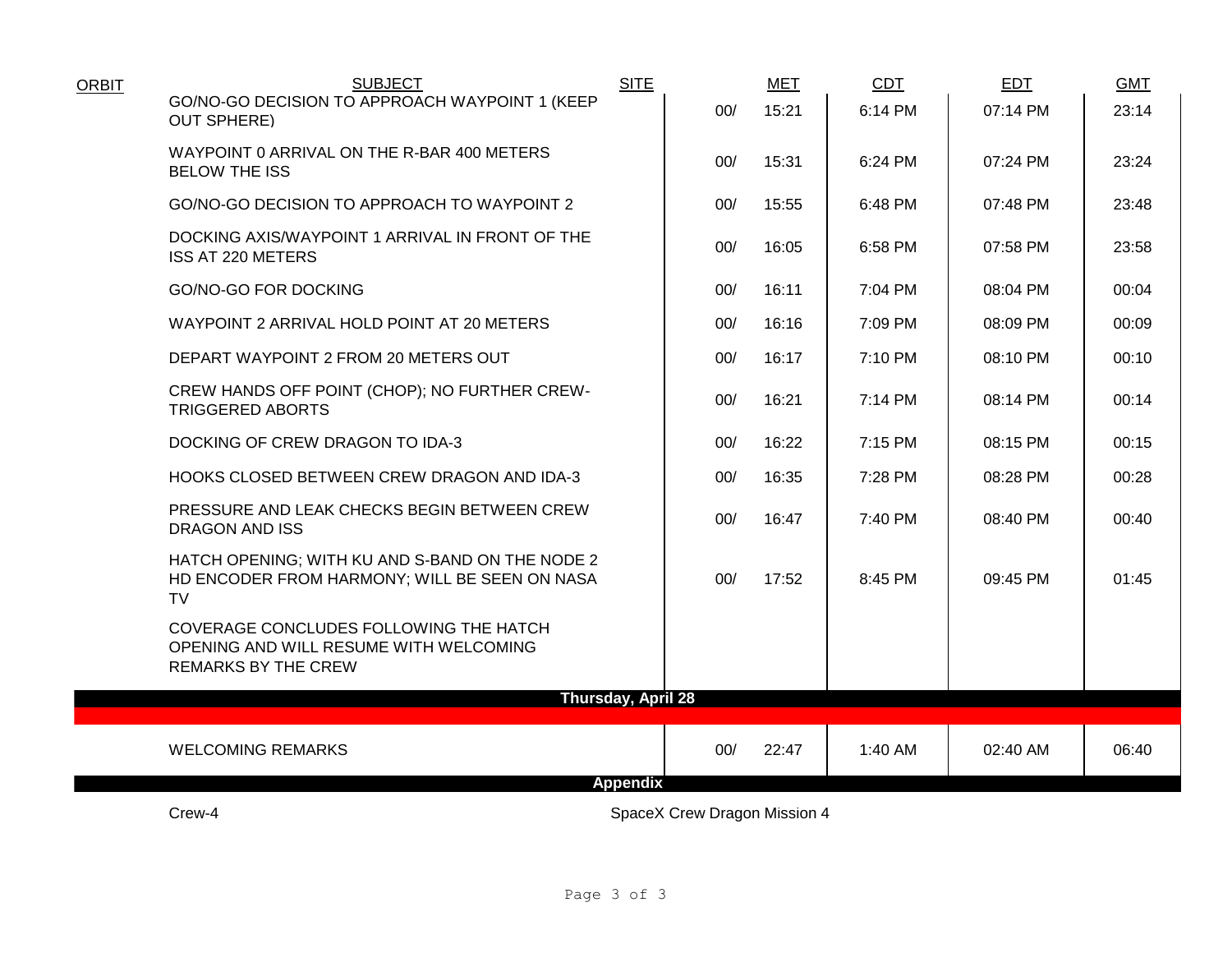| ORBIT | SUBJECT | SITE | MET | | CDT | EDT | GMT |
|---|---|---|---|---|---|---|---|
| | GO/NO-GO DECISION TO APPROACH WAYPOINT 1 (KEEP OUT SPHERE) | | 00/ | 15:21 | 6:14 PM | 07:14 PM | 23:14 |
| | WAYPOINT 0 ARRIVAL ON THE R-BAR 400 METERS BELOW THE ISS | | 00/ | 15:31 | 6:24 PM | 07:24 PM | 23:24 |
| | GO/NO-GO DECISION TO APPROACH TO WAYPOINT 2 | | 00/ | 15:55 | 6:48 PM | 07:48 PM | 23:48 |
| | DOCKING AXIS/WAYPOINT 1 ARRIVAL IN FRONT OF THE ISS AT 220 METERS | | 00/ | 16:05 | 6:58 PM | 07:58 PM | 23:58 |
| | GO/NO-GO FOR DOCKING | | 00/ | 16:11 | 7:04 PM | 08:04 PM | 00:04 |
| | WAYPOINT 2 ARRIVAL HOLD POINT AT 20 METERS | | 00/ | 16:16 | 7:09 PM | 08:09 PM | 00:09 |
| | DEPART WAYPOINT 2 FROM 20 METERS OUT | | 00/ | 16:17 | 7:10 PM | 08:10 PM | 00:10 |
| | CREW HANDS OFF POINT (CHOP); NO FURTHER CREW-TRIGGERED ABORTS | | 00/ | 16:21 | 7:14 PM | 08:14 PM | 00:14 |
| | DOCKING OF CREW DRAGON TO IDA-3 | | 00/ | 16:22 | 7:15 PM | 08:15 PM | 00:15 |
| | HOOKS CLOSED BETWEEN CREW DRAGON AND IDA-3 | | 00/ | 16:35 | 7:28 PM | 08:28 PM | 00:28 |
| | PRESSURE AND LEAK CHECKS BEGIN BETWEEN CREW DRAGON AND ISS | | 00/ | 16:47 | 7:40 PM | 08:40 PM | 00:40 |
| | HATCH OPENING; WITH KU AND S-BAND ON THE NODE 2 HD ENCODER FROM HARMONY; WILL BE SEEN ON NASA TV | | 00/ | 17:52 | 8:45 PM | 09:45 PM | 01:45 |
| | COVERAGE CONCLUDES FOLLOWING THE HATCH OPENING AND WILL RESUME WITH WELCOMING REMARKS BY THE CREW | | | | | | |
| | **Thursday, April 28** | | | | | | |
| | WELCOMING REMARKS | | 00/ | 22:47 | 1:40 AM | 02:40 AM | 06:40 |

**Appendix**

| | |
|---|---|
| Crew-4 | SpaceX Crew Dragon Mission 4 |